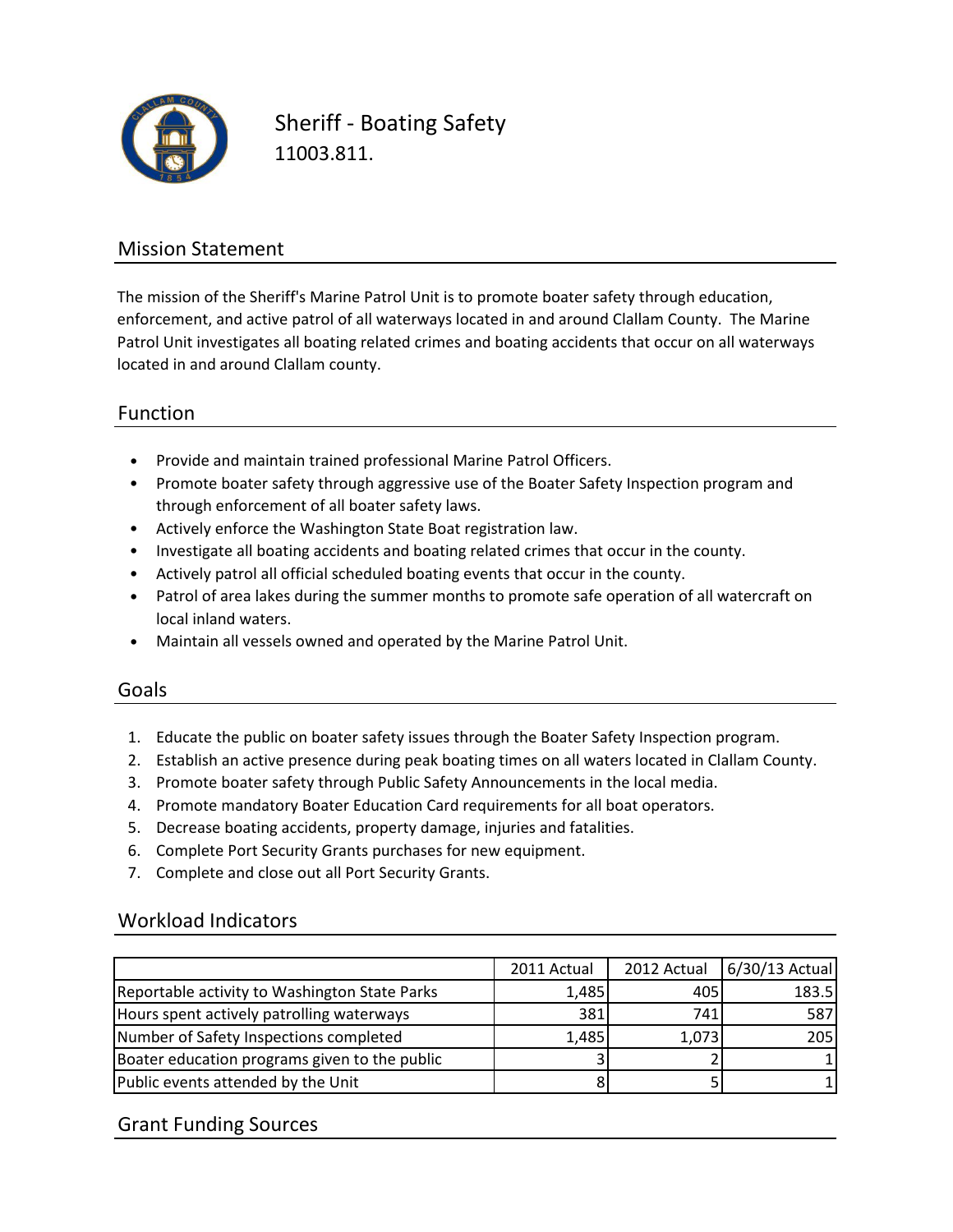# Sheriff - Boating Safety

11003.811.

## Mission Statement

The mission of the Sheriff's Marine Patrol Unit is to promote boater safety through education, enforcement, and active patrol of all waterways located in and around Clallam County. The Marine Patrol Unit investigates all boating related crimes and boating accidents that occur on all waterways located in and around Clallam county.

## Function

- Provide and maintain trained professional Marine Patrol Officers.
- Promote boater safety through aggressive use of the Boater Safety Inspection program and through enforcement of all boater safety laws.
- Actively enforce the Washington State Boat registration law.
- Investigate all boating accidents and boating related crimes that occur in the county.
- Actively patrol all official scheduled boating events that occur in the county.
- Patrol of area lakes during the summer months to promote safe operation of all watercraft on local inland waters.
- Maintain all vessels owned and operated by the Marine Patrol Unit.

## Goals

1. Educate the public on boater safety issues through the Boater Safety Inspection program.
2. Establish an active presence during peak boating times on all waters located in Clallam County.
3. Promote boater safety through Public Safety Announcements in the local media.
4. Promote mandatory Boater Education Card requirements for all boat operators.
5. Decrease boating accidents, property damage, injuries and fatalities.
6. Complete Port Security Grants purchases for new equipment.
7. Complete and close out all Port Security Grants.

## Workload Indicators

| | 2011 Actual | 2012 Actual | 6/30/13 Actual |
|---|---|---|---|
| Reportable activity to Washington State Parks | 1,485 | 405 | 183.5 |
| Hours spent actively patrolling waterways | 381 | 741 | 587 |
| Number of Safety Inspections completed | 1,485 | 1,073 | 205 |
| Boater education programs given to the public | 3 | 2 | 1 |
| Public events attended by the Unit | 8 | 5 | 1 |

## Grant Funding Sources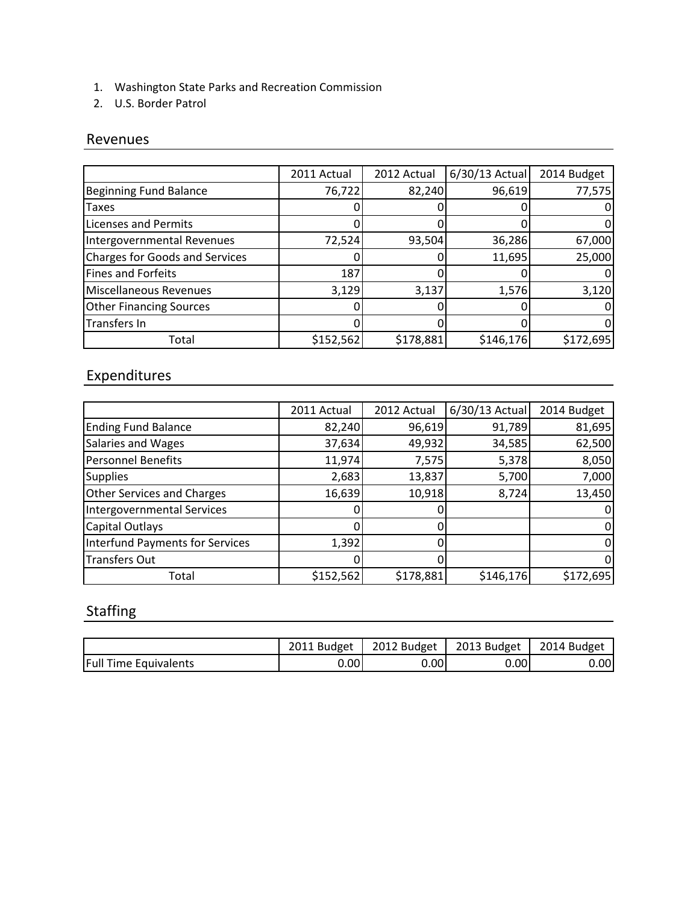1. Washington State Parks and Recreation Commission
2. U.S. Border Patrol

## Revenues

| | 2011 Actual | 2012 Actual | 6/30/13 Actual | 2014 Budget |
|---|---|---|---|---|
| Beginning Fund Balance | 76,722 | 82,240 | 96,619 | 77,575 |
| Taxes | 0 | 0 | 0 | 0 |
| Licenses and Permits | 0 | 0 | 0 | 0 |
| Intergovernmental Revenues | 72,524 | 93,504 | 36,286 | 67,000 |
| Charges for Goods and Services | 0 | 0 | 11,695 | 25,000 |
| Fines and Forfeits | 187 | 0 | 0 | 0 |
| Miscellaneous Revenues | 3,129 | 3,137 | 1,576 | 3,120 |
| Other Financing Sources | 0 | 0 | 0 | 0 |
| Transfers In | 0 | 0 | 0 | 0 |
| Total | $152,562 | $178,881 | $146,176 | $172,695 |

## Expenditures

| | 2011 Actual | 2012 Actual | 6/30/13 Actual | 2014 Budget |
|---|---|---|---|---|
| Ending Fund Balance | 82,240 | 96,619 | 91,789 | 81,695 |
| Salaries and Wages | 37,634 | 49,932 | 34,585 | 62,500 |
| Personnel Benefits | 11,974 | 7,575 | 5,378 | 8,050 |
| Supplies | 2,683 | 13,837 | 5,700 | 7,000 |
| Other Services and Charges | 16,639 | 10,918 | 8,724 | 13,450 |
| Intergovernmental Services | 0 | 0 | | 0 |
| Capital Outlays | 0 | 0 | | 0 |
| Interfund Payments for Services | 1,392 | 0 | | 0 |
| Transfers Out | 0 | 0 | | 0 |
| Total | $152,562 | $178,881 | $146,176 | $172,695 |

## Staffing

| | 2011 Budget | 2012 Budget | 2013 Budget | 2014 Budget |
|---|---|---|---|---|
| Full Time Equivalents | 0.00 | 0.00 | 0.00 | 0.00 |